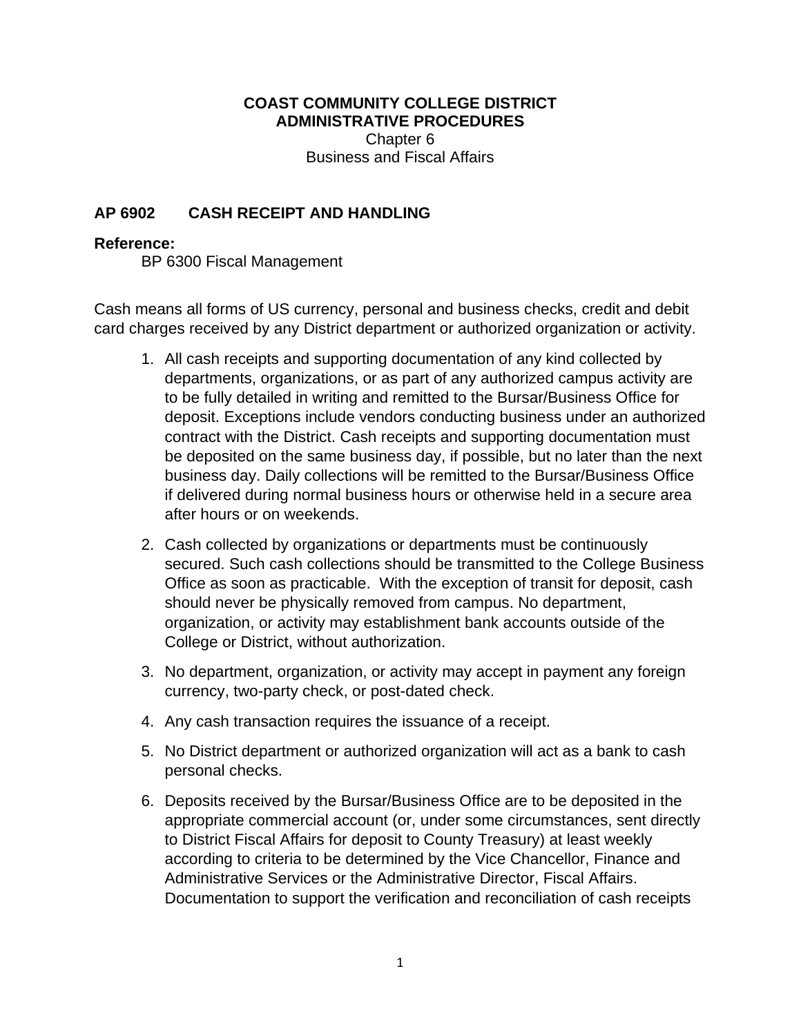**COAST COMMUNITY COLLEGE DISTRICT**
**ADMINISTRATIVE PROCEDURES**
Chapter 6
Business and Fiscal Affairs

## AP 6902 CASH RECEIPT AND HANDLING

**Reference:**
BP 6300 Fiscal Management

Cash means all forms of US currency, personal and business checks, credit and debit card charges received by any District department or authorized organization or activity.

1. All cash receipts and supporting documentation of any kind collected by departments, organizations, or as part of any authorized campus activity are to be fully detailed in writing and remitted to the Bursar/Business Office for deposit. Exceptions include vendors conducting business under an authorized contract with the District. Cash receipts and supporting documentation must be deposited on the same business day, if possible, but no later than the next business day. Daily collections will be remitted to the Bursar/Business Office if delivered during normal business hours or otherwise held in a secure area after hours or on weekends.
2. Cash collected by organizations or departments must be continuously secured. Such cash collections should be transmitted to the College Business Office as soon as practicable. With the exception of transit for deposit, cash should never be physically removed from campus. No department, organization, or activity may establishment bank accounts outside of the College or District, without authorization.
3. No department, organization, or activity may accept in payment any foreign currency, two-party check, or post-dated check.
4. Any cash transaction requires the issuance of a receipt.
5. No District department or authorized organization will act as a bank to cash personal checks.
6. Deposits received by the Bursar/Business Office are to be deposited in the appropriate commercial account (or, under some circumstances, sent directly to District Fiscal Affairs for deposit to County Treasury) at least weekly according to criteria to be determined by the Vice Chancellor, Finance and Administrative Services or the Administrative Director, Fiscal Affairs. Documentation to support the verification and reconciliation of cash receipts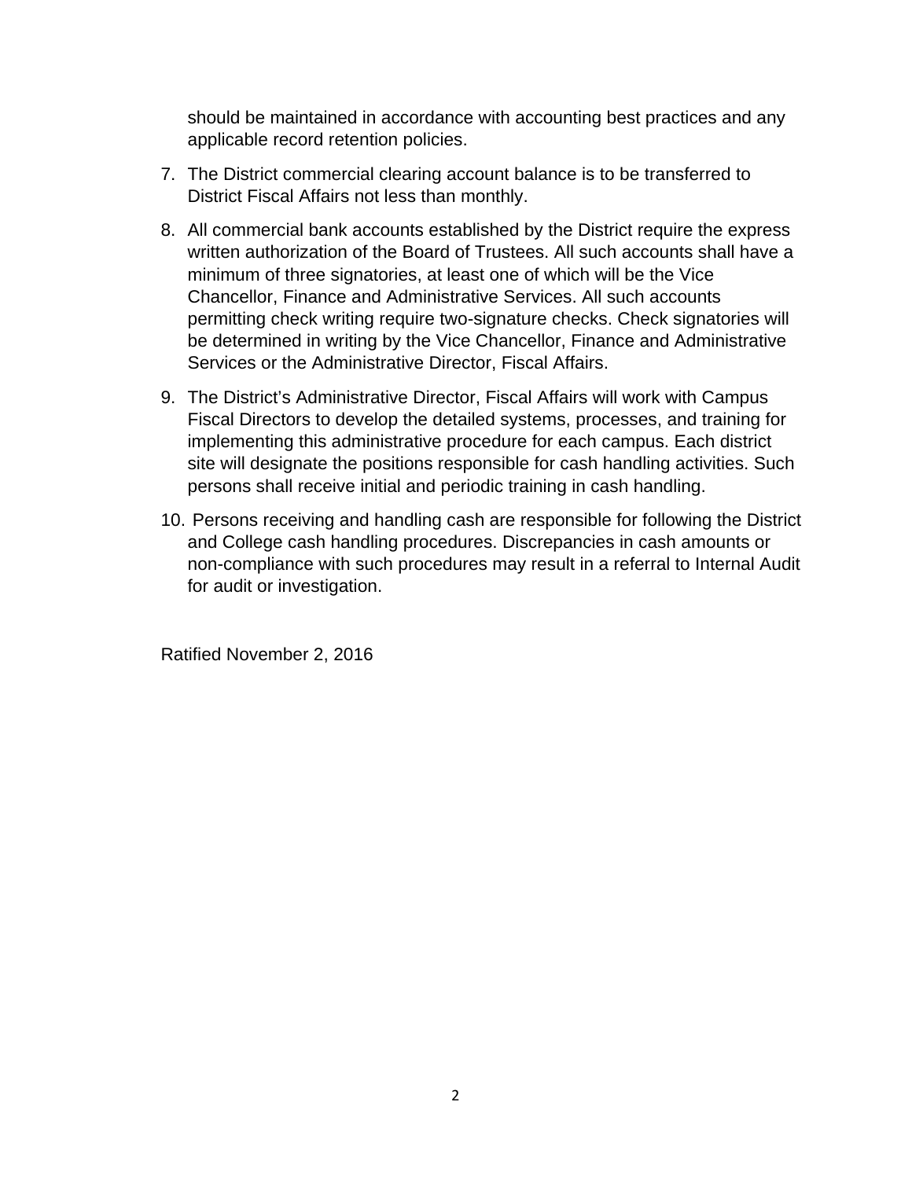should be maintained in accordance with accounting best practices and any applicable record retention policies.

7. The District commercial clearing account balance is to be transferred to District Fiscal Affairs not less than monthly.

8. All commercial bank accounts established by the District require the express written authorization of the Board of Trustees. All such accounts shall have a minimum of three signatories, at least one of which will be the Vice Chancellor, Finance and Administrative Services. All such accounts permitting check writing require two-signature checks. Check signatories will be determined in writing by the Vice Chancellor, Finance and Administrative Services or the Administrative Director, Fiscal Affairs.

9. The District's Administrative Director, Fiscal Affairs will work with Campus Fiscal Directors to develop the detailed systems, processes, and training for implementing this administrative procedure for each campus. Each district site will designate the positions responsible for cash handling activities. Such persons shall receive initial and periodic training in cash handling.

10. Persons receiving and handling cash are responsible for following the District and College cash handling procedures. Discrepancies in cash amounts or non-compliance with such procedures may result in a referral to Internal Audit for audit or investigation.

Ratified November 2, 2016